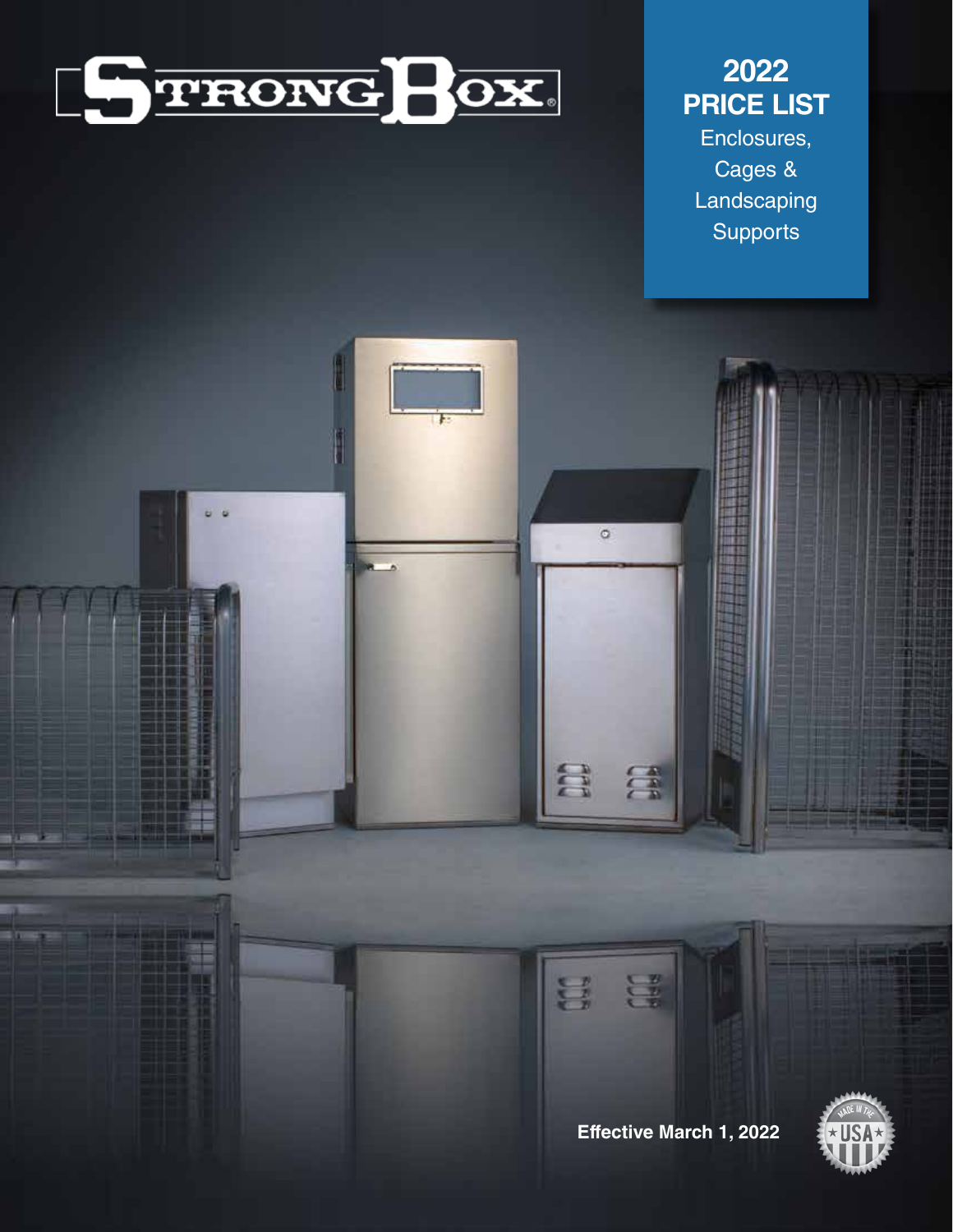# STRONG BOX®

## 2022 PRICE LIST

Enclosures,
Cages &
Landscaping
Supports

**Effective March 1, 2022**

MADE IN THE USA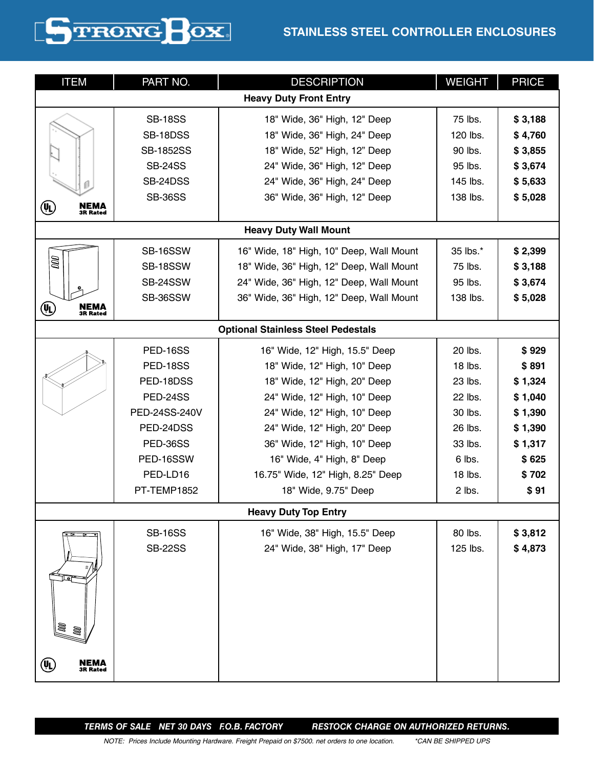# STAINLESS STEEL CONTROLLER ENCLOSURES

| ITEM | PART NO. | DESCRIPTION | WEIGHT | PRICE |
|---|---|---|---|---|
| **Heavy Duty Front Entry** | | | | |
| NEMA 3R Rated | SB-18SS | 18" Wide, 36" High, 12" Deep | 75 lbs. | **$ 3,188** |
| | SB-18DSS | 18" Wide, 36" High, 24" Deep | 120 lbs. | **$ 4,760** |
| | SB-1852SS | 18" Wide, 52" High, 12" Deep | 90 lbs. | **$ 3,855** |
| | SB-24SS | 24" Wide, 36" High, 12" Deep | 95 lbs. | **$ 3,674** |
| | SB-24DSS | 24" Wide, 36" High, 24" Deep | 145 lbs. | **$ 5,633** |
| | SB-36SS | 36" Wide, 36" High, 12" Deep | 138 lbs. | **$ 5,028** |
| **Heavy Duty Wall Mount** | | | | |
| NEMA 3R Rated | SB-16SSW | 16" Wide, 18" High, 10" Deep, Wall Mount | 35 lbs.* | **$ 2,399** |
| | SB-18SSW | 18" Wide, 36" High, 12" Deep, Wall Mount | 75 lbs. | **$ 3,188** |
| | SB-24SSW | 24" Wide, 36" High, 12" Deep, Wall Mount | 95 lbs. | **$ 3,674** |
| | SB-36SSW | 36" Wide, 36" High, 12" Deep, Wall Mount | 138 lbs. | **$ 5,028** |
| **Optional Stainless Steel Pedestals** | | | | |
| | PED-16SS | 16" Wide, 12" High, 15.5" Deep | 20 lbs. | **$ 929** |
| | PED-18SS | 18" Wide, 12" High, 10" Deep | 18 lbs. | **$ 891** |
| | PED-18DSS | 18" Wide, 12" High, 20" Deep | 23 lbs. | **$ 1,324** |
| | PED-24SS | 24" Wide, 12" High, 10" Deep | 22 lbs. | **$ 1,040** |
| | PED-24SS-240V | 24" Wide, 12" High, 10" Deep | 30 lbs. | **$ 1,390** |
| | PED-24DSS | 24" Wide, 12" High, 20" Deep | 26 lbs. | **$ 1,390** |
| | PED-36SS | 36" Wide, 12" High, 10" Deep | 33 lbs. | **$ 1,317** |
| | PED-16SSW | 16" Wide, 4" High, 8" Deep | 6 lbs. | **$ 625** |
| | PED-LD16 | 16.75" Wide, 12" High, 8.25" Deep | 18 lbs. | **$ 702** |
| | PT-TEMP1852 | 18" Wide, 9.75" Deep | 2 lbs. | **$ 91** |
| **Heavy Duty Top Entry** | | | | |
| NEMA 3R Rated | SB-16SS | 16" Wide, 38" High, 15.5" Deep | 80 lbs. | **$ 3,812** |
| | SB-22SS | 24" Wide, 38" High, 17" Deep | 125 lbs. | **$ 4,873** |

***TERMS OF SALE NET 30 DAYS F.O.B. FACTORY RESTOCK CHARGE ON AUTHORIZED RETURNS.***

*NOTE: Prices Include Mounting Hardware. Freight Prepaid on $7500. net orders to one location. \*CAN BE SHIPPED UPS*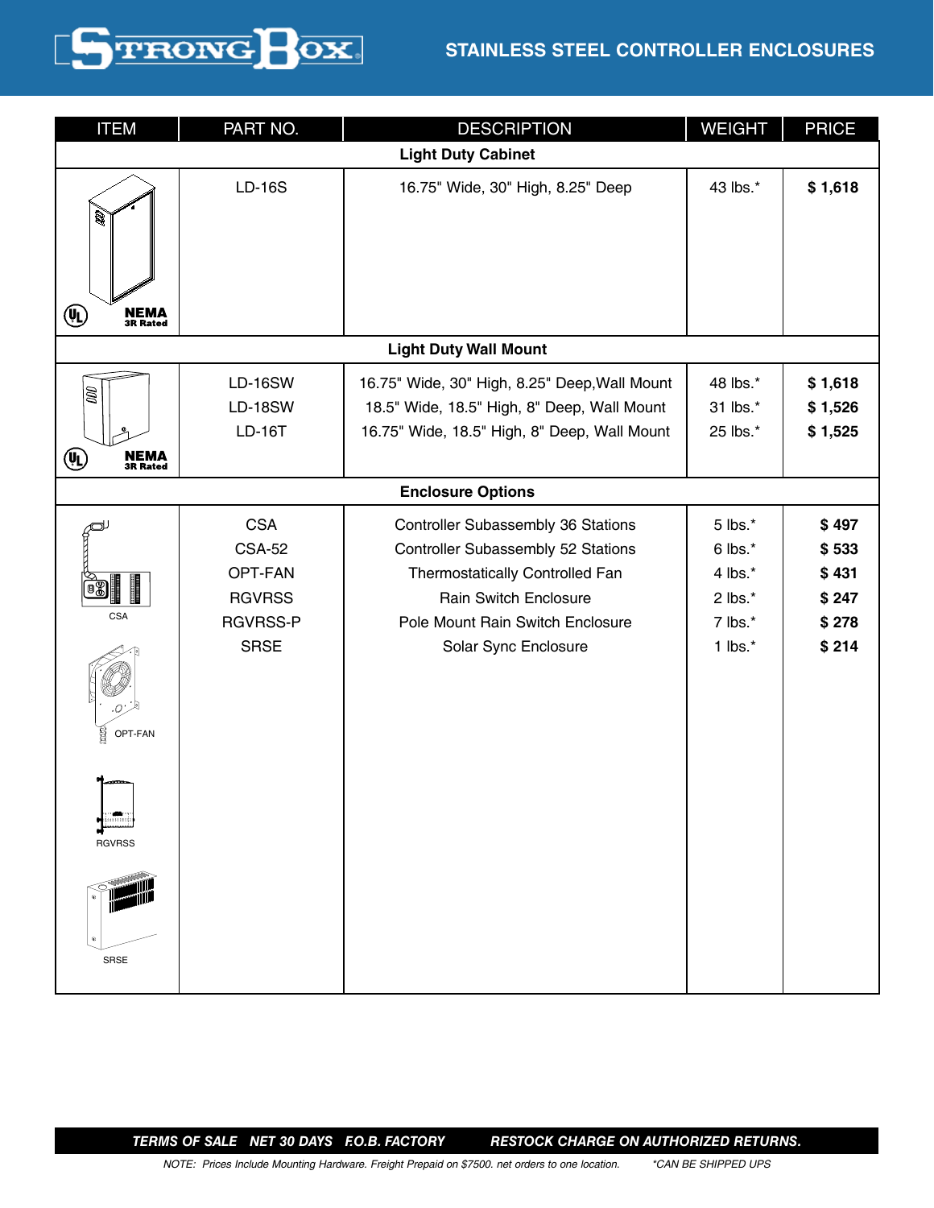# STAINLESS STEEL CONTROLLER ENCLOSURES

| ITEM | PART NO. | DESCRIPTION | WEIGHT | PRICE |
|---|---|---|---|---|
| **Light Duty Cabinet** | | | | |
| NEMA 3R Rated | LD-16S | 16.75" Wide, 30" High, 8.25" Deep | 43 lbs.* | **$ 1,618** |
| **Light Duty Wall Mount** | | | | |
| NEMA 3R Rated | LD-16SW | 16.75" Wide, 30" High, 8.25" Deep,Wall Mount | 48 lbs.* | **$ 1,618** |
| | LD-18SW | 18.5" Wide, 18.5" High, 8" Deep, Wall Mount | 31 lbs.* | **$ 1,526** |
| | LD-16T | 16.75" Wide, 18.5" High, 8" Deep, Wall Mount | 25 lbs.* | **$ 1,525** |
| **Enclosure Options** | | | | |
| CSA | CSA | Controller Subassembly 36 Stations | 5 lbs.* | **$ 497** |
| | CSA-52 | Controller Subassembly 52 Stations | 6 lbs.* | **$ 533** |
| OPT-FAN | OPT-FAN | Thermostatically Controlled Fan | 4 lbs.* | **$ 431** |
| RGVRSS | RGVRSS | Rain Switch Enclosure | 2 lbs.* | **$ 247** |
| | RGVRSS-P | Pole Mount Rain Switch Enclosure | 7 lbs.* | **$ 278** |
| SRSE | SRSE | Solar Sync Enclosure | 1 lbs.* | **$ 214** |

***TERMS OF SALE NET 30 DAYS F.O.B. FACTORY RESTOCK CHARGE ON AUTHORIZED RETURNS.***

*NOTE: Prices Include Mounting Hardware. Freight Prepaid on $7500. net orders to one location.* *\*CAN BE SHIPPED UPS*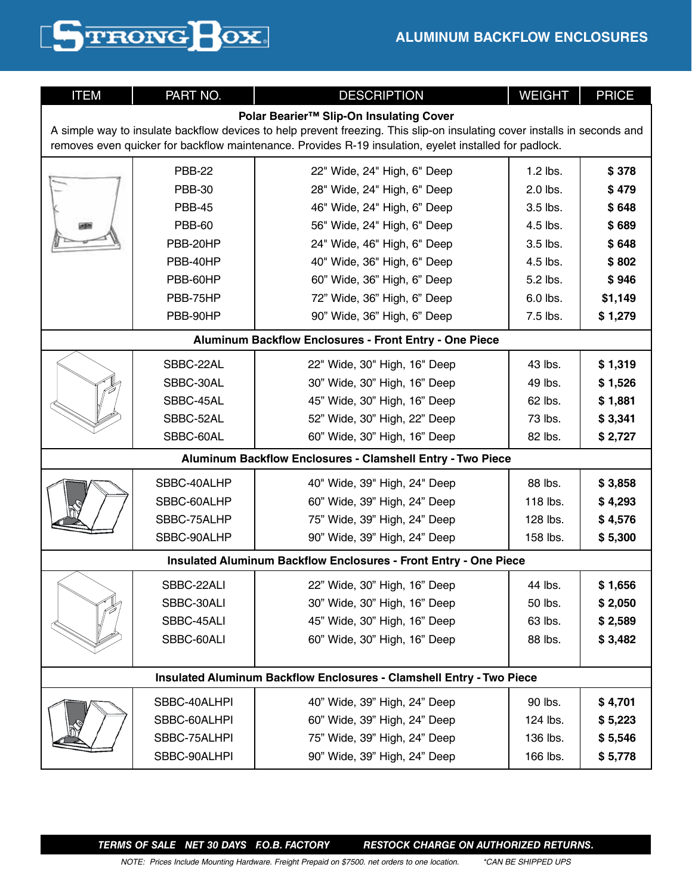# STRONGBOX

## ALUMINUM BACKFLOW ENCLOSURES

| ITEM | PART NO. | DESCRIPTION | WEIGHT | PRICE |
|---|---|---|---|---|
| **Polar Bearier™ Slip-On Insulating Cover** A simple way to insulate backflow devices to help prevent freezing. This slip-on insulating cover installs in seconds and removes even quicker for backflow maintenance. Provides R-19 insulation, eyelet installed for padlock. | | | | |
| | PBB-22 | 22" Wide, 24" High, 6" Deep | 1.2 lbs. | **$ 378** |
| | PBB-30 | 28" Wide, 24" High, 6" Deep | 2.0 lbs. | **$ 479** |
| | PBB-45 | 46" Wide, 24" High, 6" Deep | 3.5 lbs. | **$ 648** |
| | PBB-60 | 56" Wide, 24" High, 6" Deep | 4.5 lbs. | **$ 689** |
| | PBB-20HP | 24" Wide, 46" High, 6" Deep | 3.5 lbs. | **$ 648** |
| | PBB-40HP | 40" Wide, 36" High, 6" Deep | 4.5 lbs. | **$ 802** |
| | PBB-60HP | 60" Wide, 36" High, 6" Deep | 5.2 lbs. | **$ 946** |
| | PBB-75HP | 72" Wide, 36" High, 6" Deep | 6.0 lbs. | **$1,149** |
| | PBB-90HP | 90" Wide, 36" High, 6" Deep | 7.5 lbs. | **$ 1,279** |
| **Aluminum Backflow Enclosures - Front Entry - One Piece** | | | | |
| | SBBC-22AL | 22" Wide, 30" High, 16" Deep | 43 lbs. | **$ 1,319** |
| | SBBC-30AL | 30" Wide, 30" High, 16" Deep | 49 lbs. | **$ 1,526** |
| | SBBC-45AL | 45" Wide, 30" High, 16" Deep | 62 lbs. | **$ 1,881** |
| | SBBC-52AL | 52" Wide, 30" High, 22" Deep | 73 lbs. | **$ 3,341** |
| | SBBC-60AL | 60" Wide, 30" High, 16" Deep | 82 lbs. | **$ 2,727** |
| **Aluminum Backflow Enclosures - Clamshell Entry - Two Piece** | | | | |
| | SBBC-40ALHP | 40" Wide, 39" High, 24" Deep | 88 lbs. | **$ 3,858** |
| | SBBC-60ALHP | 60" Wide, 39" High, 24" Deep | 118 lbs. | **$ 4,293** |
| | SBBC-75ALHP | 75" Wide, 39" High, 24" Deep | 128 lbs. | **$ 4,576** |
| | SBBC-90ALHP | 90" Wide, 39" High, 24" Deep | 158 lbs. | **$ 5,300** |
| **Insulated Aluminum Backflow Enclosures - Front Entry - One Piece** | | | | |
| | SBBC-22ALI | 22" Wide, 30" High, 16" Deep | 44 lbs. | **$ 1,656** |
| | SBBC-30ALI | 30" Wide, 30" High, 16" Deep | 50 lbs. | **$ 2,050** |
| | SBBC-45ALI | 45" Wide, 30" High, 16" Deep | 63 lbs. | **$ 2,589** |
| | SBBC-60ALI | 60" Wide, 30" High, 16" Deep | 88 lbs. | **$ 3,482** |
| **Insulated Aluminum Backflow Enclosures - Clamshell Entry - Two Piece** | | | | |
| | SBBC-40ALHPI | 40" Wide, 39" High, 24" Deep | 90 lbs. | **$ 4,701** |
| | SBBC-60ALHPI | 60" Wide, 39" High, 24" Deep | 124 lbs. | **$ 5,223** |
| | SBBC-75ALHPI | 75" Wide, 39" High, 24" Deep | 136 lbs. | **$ 5,546** |
| | SBBC-90ALHPI | 90" Wide, 39" High, 24" Deep | 166 lbs. | **$ 5,778** |

***TERMS OF SALE NET 30 DAYS F.O.B. FACTORY RESTOCK CHARGE ON AUTHORIZED RETURNS.***

*NOTE: Prices Include Mounting Hardware. Freight Prepaid on $7500. net orders to one location. \*CAN BE SHIPPED UPS*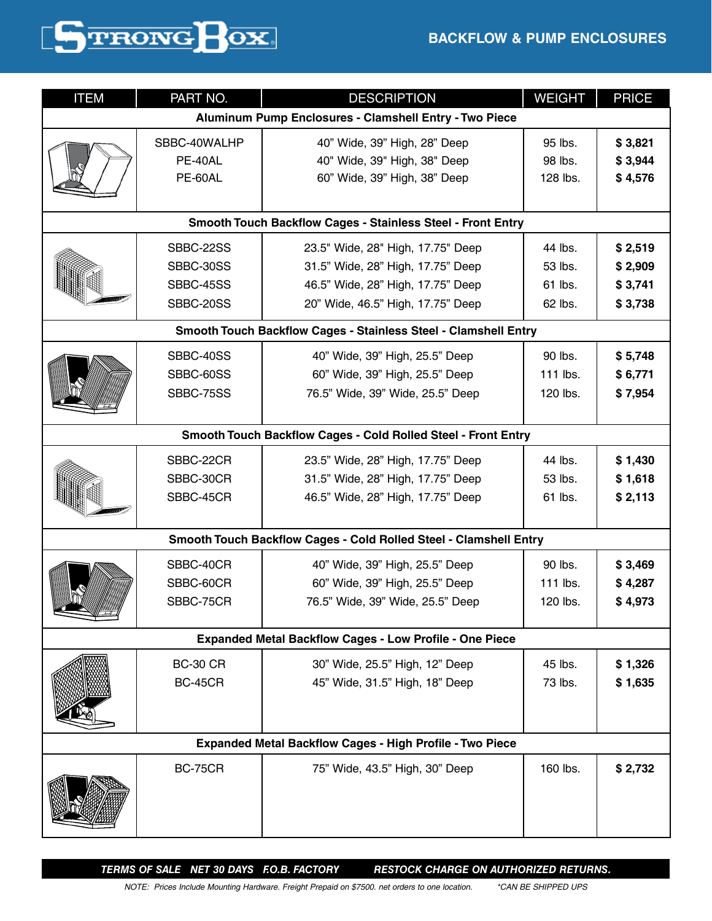# STRONG BOX

## BACKFLOW & PUMP ENCLOSURES

| ITEM | PART NO. | DESCRIPTION | WEIGHT | PRICE |
|---|---|---|---|---|
| **Aluminum Pump Enclosures - Clamshell Entry - Two Piece** | | | | |
| | SBBC-40WALHP | 40" Wide, 39" High, 28" Deep | 95 lbs. | **$ 3,821** |
| | PE-40AL | 40" Wide, 39" High, 38" Deep | 98 lbs. | **$ 3,944** |
| | PE-60AL | 60" Wide, 39" High, 38" Deep | 128 lbs. | **$ 4,576** |
| **Smooth Touch Backflow Cages - Stainless Steel - Front Entry** | | | | |
| | SBBC-22SS | 23.5" Wide, 28" High, 17.75" Deep | 44 lbs. | **$ 2,519** |
| | SBBC-30SS | 31.5" Wide, 28" High, 17.75" Deep | 53 lbs. | **$ 2,909** |
| | SBBC-45SS | 46.5" Wide, 28" High, 17.75" Deep | 61 lbs. | **$ 3,741** |
| | SBBC-20SS | 20" Wide, 46.5" High, 17.75" Deep | 62 lbs. | **$ 3,738** |
| **Smooth Touch Backflow Cages - Stainless Steel - Clamshell Entry** | | | | |
| | SBBC-40SS | 40" Wide, 39" High, 25.5" Deep | 90 lbs. | **$ 5,748** |
| | SBBC-60SS | 60" Wide, 39" High, 25.5" Deep | 111 lbs. | **$ 6,771** |
| | SBBC-75SS | 76.5" Wide, 39" Wide, 25.5" Deep | 120 lbs. | **$ 7,954** |
| **Smooth Touch Backflow Cages - Cold Rolled Steel - Front Entry** | | | | |
| | SBBC-22CR | 23.5" Wide, 28" High, 17.75" Deep | 44 lbs. | **$ 1,430** |
| | SBBC-30CR | 31.5" Wide, 28" High, 17.75" Deep | 53 lbs. | **$ 1,618** |
| | SBBC-45CR | 46.5" Wide, 28" High, 17.75" Deep | 61 lbs. | **$ 2,113** |
| **Smooth Touch Backflow Cages - Cold Rolled Steel - Clamshell Entry** | | | | |
| | SBBC-40CR | 40" Wide, 39" High, 25.5" Deep | 90 lbs. | **$ 3,469** |
| | SBBC-60CR | 60" Wide, 39" High, 25.5" Deep | 111 lbs. | **$ 4,287** |
| | SBBC-75CR | 76.5" Wide, 39" Wide, 25.5" Deep | 120 lbs. | **$ 4,973** |
| **Expanded Metal Backflow Cages - Low Profile - One Piece** | | | | |
| | BC-30 CR | 30" Wide, 25.5" High, 12" Deep | 45 lbs. | **$ 1,326** |
| | BC-45CR | 45" Wide, 31.5" High, 18" Deep | 73 lbs. | **$ 1,635** |
| **Expanded Metal Backflow Cages - High Profile - Two Piece** | | | | |
| | BC-75CR | 75" Wide, 43.5" High, 30" Deep | 160 lbs. | **$ 2,732** |

***TERMS OF SALE NET 30 DAYS F.O.B. FACTORY RESTOCK CHARGE ON AUTHORIZED RETURNS.***

*NOTE: Prices Include Mounting Hardware. Freight Prepaid on $7500. net orders to one location. \*CAN BE SHIPPED UPS*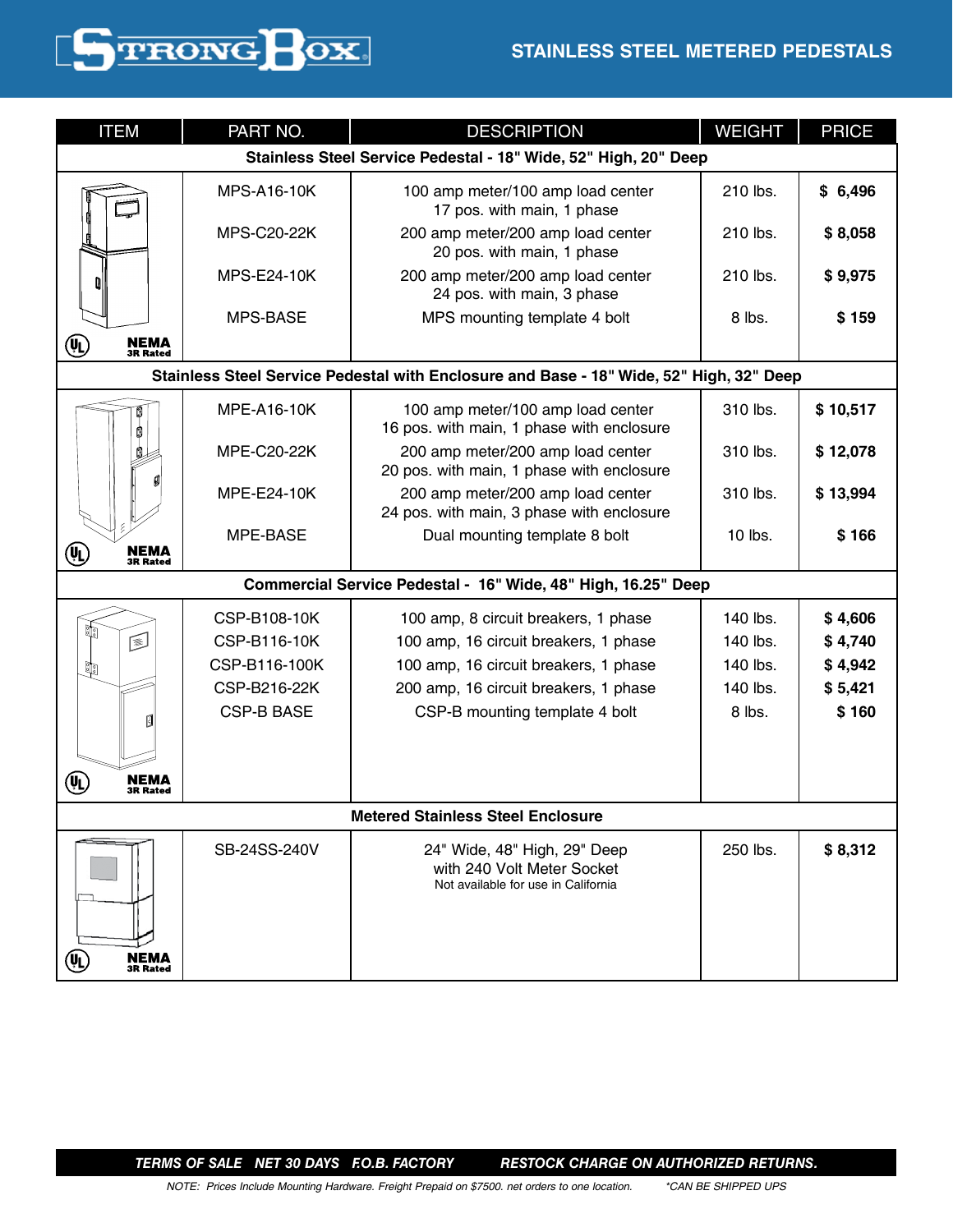# STRONG BOX

## STAINLESS STEEL METERED PEDESTALS

| ITEM | PART NO. | DESCRIPTION | WEIGHT | PRICE |
|---|---|---|---|---|
| **Stainless Steel Service Pedestal - 18" Wide, 52" High, 20" Deep** | | | | |
| NEMA 3R Rated | MPS-A16-10K | 100 amp meter/100 amp load center 17 pos. with main, 1 phase | 210 lbs. | **$ 6,496** |
| | MPS-C20-22K | 200 amp meter/200 amp load center 20 pos. with main, 1 phase | 210 lbs. | **$ 8,058** |
| | MPS-E24-10K | 200 amp meter/200 amp load center 24 pos. with main, 3 phase | 210 lbs. | **$ 9,975** |
| | MPS-BASE | MPS mounting template 4 bolt | 8 lbs. | **$ 159** |
| **Stainless Steel Service Pedestal with Enclosure and Base - 18" Wide, 52" High, 32" Deep** | | | | |
| NEMA 3R Rated | MPE-A16-10K | 100 amp meter/100 amp load center 16 pos. with main, 1 phase with enclosure | 310 lbs. | **$ 10,517** |
| | MPE-C20-22K | 200 amp meter/200 amp load center 20 pos. with main, 1 phase with enclosure | 310 lbs. | **$ 12,078** |
| | MPE-E24-10K | 200 amp meter/200 amp load center 24 pos. with main, 3 phase with enclosure | 310 lbs. | **$ 13,994** |
| | MPE-BASE | Dual mounting template 8 bolt | 10 lbs. | **$ 166** |
| **Commercial Service Pedestal - 16" Wide, 48" High, 16.25" Deep** | | | | |
| NEMA 3R Rated | CSP-B108-10K | 100 amp, 8 circuit breakers, 1 phase | 140 lbs. | **$ 4,606** |
| | CSP-B116-10K | 100 amp, 16 circuit breakers, 1 phase | 140 lbs. | **$ 4,740** |
| | CSP-B116-100K | 100 amp, 16 circuit breakers, 1 phase | 140 lbs. | **$ 4,942** |
| | CSP-B216-22K | 200 amp, 16 circuit breakers, 1 phase | 140 lbs. | **$ 5,421** |
| | CSP-B BASE | CSP-B mounting template 4 bolt | 8 lbs. | **$ 160** |
| **Metered Stainless Steel Enclosure** | | | | |
| NEMA 3R Rated | SB-24SS-240V | 24" Wide, 48" High, 29" Deep with 240 Volt Meter Socket<br>Not available for use in California | 250 lbs. | **$ 8,312** |

***TERMS OF SALE NET 30 DAYS F.O.B. FACTORY RESTOCK CHARGE ON AUTHORIZED RETURNS.***

*NOTE: Prices Include Mounting Hardware. Freight Prepaid on $7500. net orders to one location. \*CAN BE SHIPPED UPS*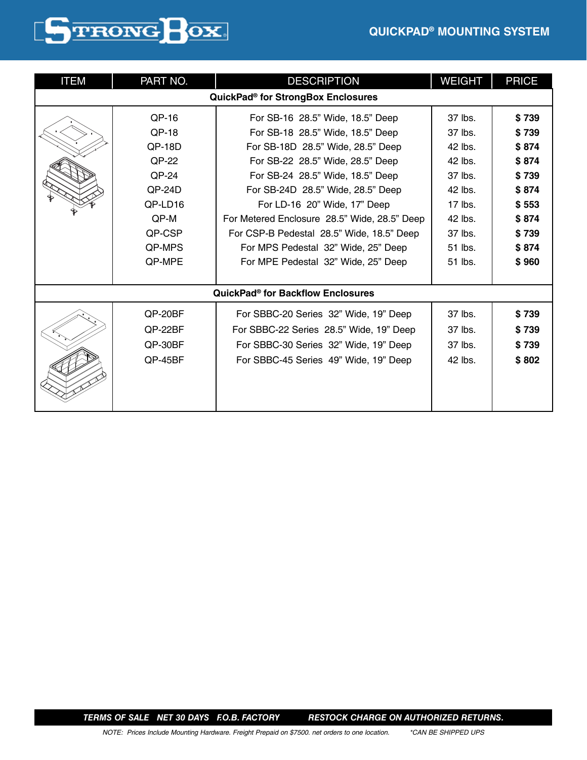# QUICKPAD® MOUNTING SYSTEM

| ITEM | PART NO. | DESCRIPTION | WEIGHT | PRICE |
|---|---|---|---|---|
| **QuickPad® for StrongBox Enclosures** | | | | |
| | QP-16 | For SB-16 28.5" Wide, 18.5" Deep | 37 lbs. | **$ 739** |
| | QP-18 | For SB-18 28.5" Wide, 18.5" Deep | 37 lbs. | **$ 739** |
| | QP-18D | For SB-18D 28.5" Wide, 28.5" Deep | 42 lbs. | **$ 874** |
| | QP-22 | For SB-22 28.5" Wide, 28.5" Deep | 42 lbs. | **$ 874** |
| | QP-24 | For SB-24 28.5" Wide, 18.5" Deep | 37 lbs. | **$ 739** |
| | QP-24D | For SB-24D 28.5" Wide, 28.5" Deep | 42 lbs. | **$ 874** |
| | QP-LD16 | For LD-16 20" Wide, 17" Deep | 17 lbs. | **$ 553** |
| | QP-M | For Metered Enclosure 28.5" Wide, 28.5" Deep | 42 lbs. | **$ 874** |
| | QP-CSP | For CSP-B Pedestal 28.5" Wide, 18.5" Deep | 37 lbs. | **$ 739** |
| | QP-MPS | For MPS Pedestal 32" Wide, 25" Deep | 51 lbs. | **$ 874** |
| | QP-MPE | For MPE Pedestal 32" Wide, 25" Deep | 51 lbs. | **$ 960** |
| **QuickPad® for Backflow Enclosures** | | | | |
| | QP-20BF | For SBBC-20 Series 32" Wide, 19" Deep | 37 lbs. | **$ 739** |
| | QP-22BF | For SBBC-22 Series 28.5" Wide, 19" Deep | 37 lbs. | **$ 739** |
| | QP-30BF | For SBBC-30 Series 32" Wide, 19" Deep | 37 lbs. | **$ 739** |
| | QP-45BF | For SBBC-45 Series 49" Wide, 19" Deep | 42 lbs. | **$ 802** |

***TERMS OF SALE NET 30 DAYS F.O.B. FACTORY RESTOCK CHARGE ON AUTHORIZED RETURNS.***

*NOTE: Prices Include Mounting Hardware. Freight Prepaid on $7500. net orders to one location. \*CAN BE SHIPPED UPS*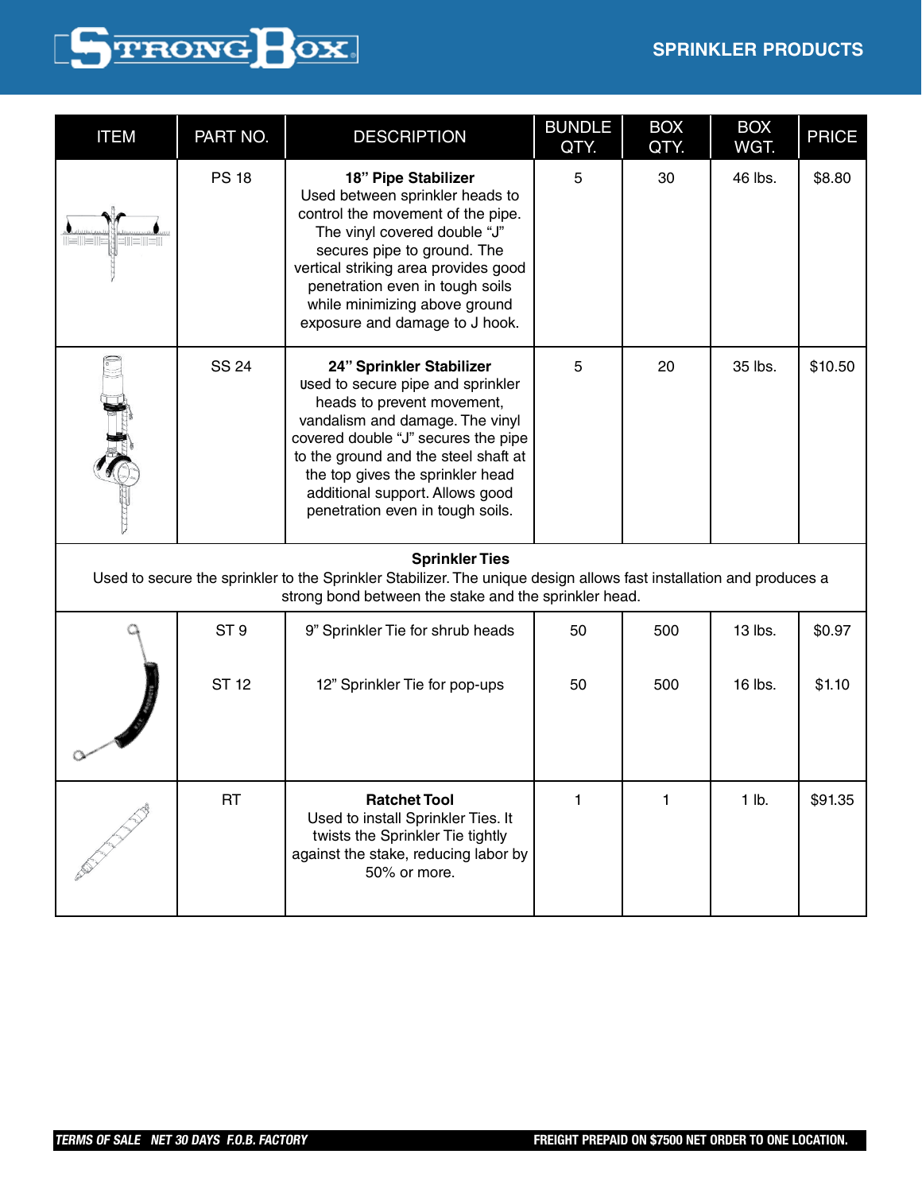## SPRINKLER PRODUCTS

| ITEM | PART NO. | DESCRIPTION | BUNDLE QTY. | BOX QTY. | BOX WGT. | PRICE |
|---|---|---|---|---|---|---|
| | PS 18 | **18" Pipe Stabilizer** Used between sprinkler heads to control the movement of the pipe. The vinyl covered double "J" secures pipe to ground. The vertical striking area provides good penetration even in tough soils while minimizing above ground exposure and damage to J hook. | 5 | 30 | 46 lbs. | $8.80 |
| | SS 24 | **24" Sprinkler Stabilizer** used to secure pipe and sprinkler heads to prevent movement, vandalism and damage. The vinyl covered double "J" secures the pipe to the ground and the steel shaft at the top gives the sprinkler head additional support. Allows good penetration even in tough soils. | 5 | 20 | 35 lbs. | $10.50 |
| **Sprinkler Ties** Used to secure the sprinkler to the Sprinkler Stabilizer. The unique design allows fast installation and produces a strong bond between the stake and the sprinkler head. | | | | | | |
| | ST 9 | 9" Sprinkler Tie for shrub heads | 50 | 500 | 13 lbs. | $0.97 |
| | ST 12 | 12" Sprinkler Tie for pop-ups | 50 | 500 | 16 lbs. | $1.10 |
| | RT | **Ratchet Tool** Used to install Sprinkler Ties. It twists the Sprinkler Tie tightly against the stake, reducing labor by 50% or more. | 1 | 1 | 1 lb. | $91.35 |

***TERMS OF SALE NET 30 DAYS F.O.B. FACTORY***

**FREIGHT PREPAID ON $7500 NET ORDER TO ONE LOCATION.**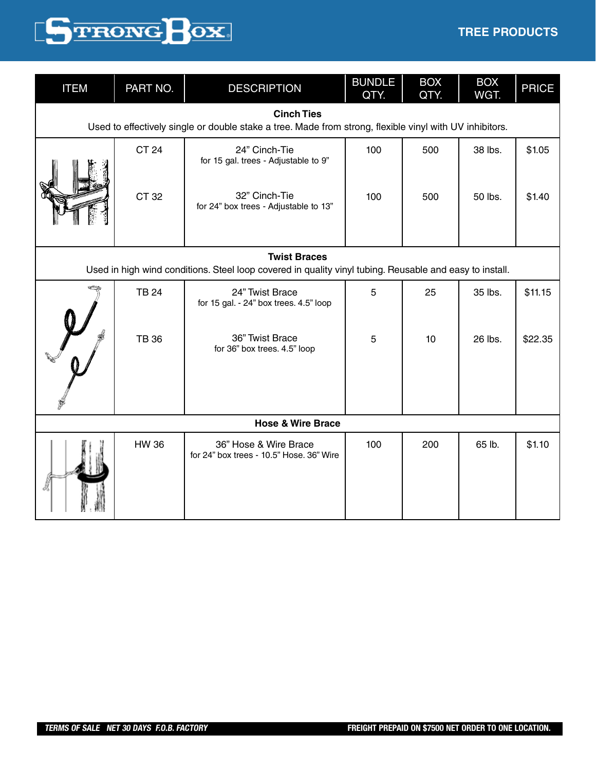# STRONG BOX

## TREE PRODUCTS

| ITEM | PART NO. | DESCRIPTION | BUNDLE QTY. | BOX QTY. | BOX WGT. | PRICE |
|---|---|---|---|---|---|---|
| **Cinch Ties** Used to effectively single or double stake a tree. Made from strong, flexible vinyl with UV inhibitors. | | | | | | |
| | CT 24 | 24" Cinch-Tie for 15 gal. trees - Adjustable to 9" | 100 | 500 | 38 lbs. | $1.05 |
| | CT 32 | 32" Cinch-Tie for 24" box trees - Adjustable to 13" | 100 | 500 | 50 lbs. | $1.40 |
| **Twist Braces** Used in high wind conditions. Steel loop covered in quality vinyl tubing. Reusable and easy to install. | | | | | | |
| | TB 24 | 24" Twist Brace for 15 gal. - 24" box trees. 4.5" loop | 5 | 25 | 35 lbs. | $11.15 |
| | TB 36 | 36" Twist Brace for 36" box trees. 4.5" loop | 5 | 10 | 26 lbs. | $22.35 |
| **Hose & Wire Brace** | | | | | | |
| | HW 36 | 36" Hose & Wire Brace for 24" box trees - 10.5" Hose. 36" Wire | 100 | 200 | 65 lb. | $1.10 |

***TERMS OF SALE NET 30 DAYS F.O.B. FACTORY*** **FREIGHT PREPAID ON $7500 NET ORDER TO ONE LOCATION.**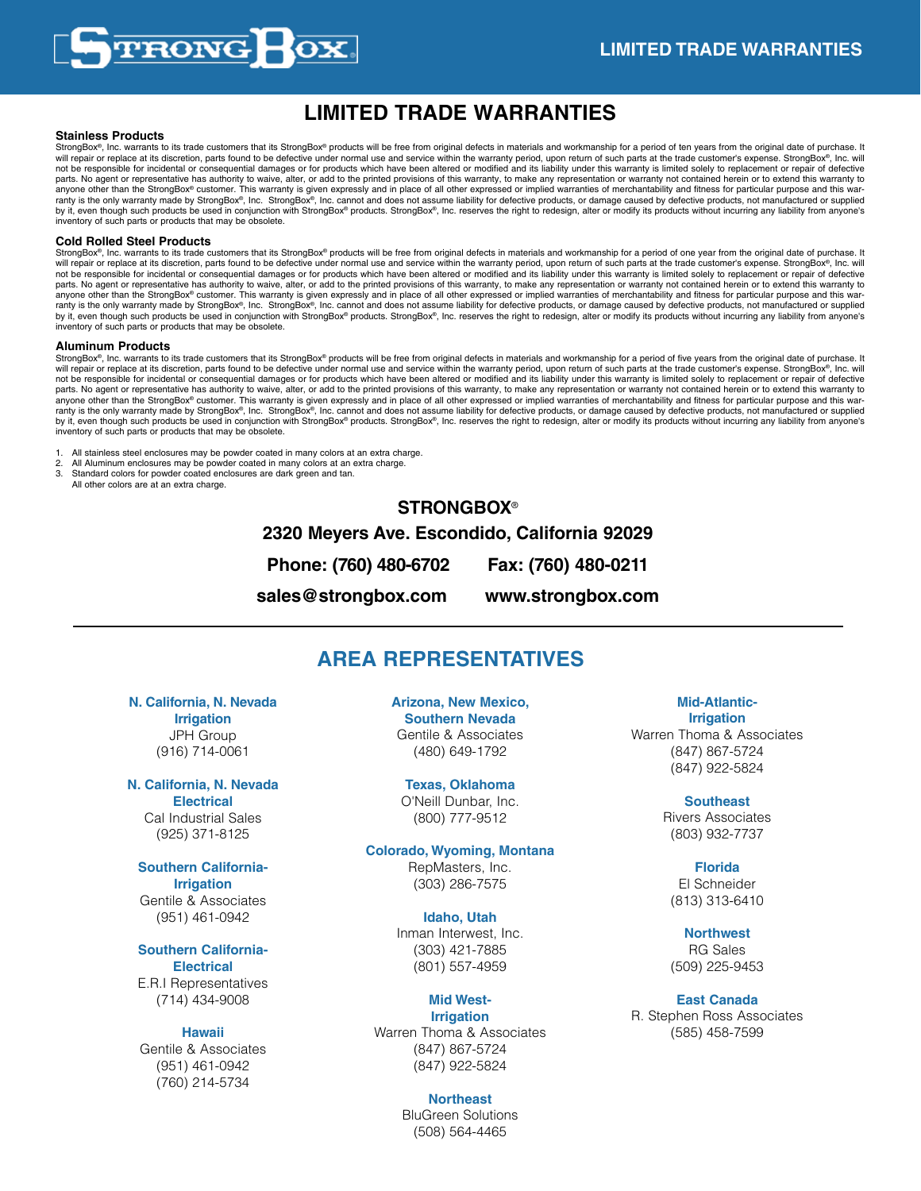# LIMITED TRADE WARRANTIES

### Stainless Products

StrongBox®, Inc. warrants to its trade customers that its StrongBox® products will be free from original defects in materials and workmanship for a period of ten years from the original date of purchase. It will repair or replace at its discretion, parts found to be defective under normal use and service within the warranty period, upon return of such parts at the trade customer's expense. StrongBox®, Inc. will not be responsible for incidental or consequential damages or for products which have been altered or modified and its liability under this warranty is limited solely to replacement or repair of defective parts. No agent or representative has authority to waive, alter, or add to the printed provisions of this warranty, to make any representation or warranty not contained herein or to extend this warranty to anyone other than the StrongBox® customer. This warranty is given expressly and in place of all other expressed or implied warranties of merchantability and fitness for particular purpose and this warranty is the only warranty made by StrongBox®, Inc. StrongBox®, Inc. cannot and does not assume liability for defective products, or damage caused by defective products, not manufactured or supplied by it, even though such products be used in conjunction with StrongBox® products. StrongBox®, Inc. reserves the right to redesign, alter or modify its products without incurring any liability from anyone's inventory of such parts or products that may be obsolete.

### Cold Rolled Steel Products

StrongBox®, Inc. warrants to its trade customers that its StrongBox® products will be free from original defects in materials and workmanship for a period of one year from the original date of purchase. It will repair or replace at its discretion, parts found to be defective under normal use and service within the warranty period, upon return of such parts at the trade customer's expense. StrongBox®, Inc. will not be responsible for incidental or consequential damages or for products which have been altered or modified and its liability under this warranty is limited solely to replacement or repair of defective parts. No agent or representative has authority to waive, alter, or add to the printed provisions of this warranty, to make any representation or warranty not contained herein or to extend this warranty to anyone other than the StrongBox® customer. This warranty is given expressly and in place of all other expressed or implied warranties of merchantability and fitness for particular purpose and this warranty is the only warranty made by StrongBox®, Inc. StrongBox®, Inc. cannot and does not assume liability for defective products, or damage caused by defective products, not manufactured or supplied by it, even though such products be used in conjunction with StrongBox® products. StrongBox®, Inc. reserves the right to redesign, alter or modify its products without incurring any liability from anyone's inventory of such parts or products that may be obsolete.

### Aluminum Products

StrongBox®, Inc. warrants to its trade customers that its StrongBox® products will be free from original defects in materials and workmanship for a period of five years from the original date of purchase. It will repair or replace at its discretion, parts found to be defective under normal use and service within the warranty period, upon return of such parts at the trade customer's expense. StrongBox®, Inc. will not be responsible for incidental or consequential damages or for products which have been altered or modified and its liability under this warranty is limited solely to replacement or repair of defective parts. No agent or representative has authority to waive, alter, or add to the printed provisions of this warranty, to make any representation or warranty not contained herein or to extend this warranty to anyone other than the StrongBox® customer. This warranty is given expressly and in place of all other expressed or implied warranties of merchantability and fitness for particular purpose and this warranty is the only warranty made by StrongBox®, Inc. StrongBox®, Inc. cannot and does not assume liability for defective products, or damage caused by defective products, not manufactured or supplied by it, even though such products be used in conjunction with StrongBox® products. StrongBox®, Inc. reserves the right to redesign, alter or modify its products without incurring any liability from anyone's inventory of such parts or products that may be obsolete.

1. All stainless steel enclosures may be powder coated in many colors at an extra charge.
2. All Aluminum enclosures may be powder coated in many colors at an extra charge.
3. Standard colors for powder coated enclosures are dark green and tan.
   All other colors are at an extra charge.

**STRONGBOX®**

**2320 Meyers Ave. Escondido, California 92029**

**Phone: (760) 480-6702 Fax: (760) 480-0211**

**sales@strongbox.com www.strongbox.com**

---

## AREA REPRESENTATIVES

**N. California, N. Nevada Irrigation**
JPH Group
(916) 714-0061

**N. California, N. Nevada Electrical**
Cal Industrial Sales
(925) 371-8125

**Southern California- Irrigation**
Gentile & Associates
(951) 461-0942

**Southern California- Electrical**
E.R.I Representatives
(714) 434-9008

**Hawaii**
Gentile & Associates
(951) 461-0942
(760) 214-5734

**Arizona, New Mexico, Southern Nevada**
Gentile & Associates
(480) 649-1792

**Texas, Oklahoma**
O'Neill Dunbar, Inc.
(800) 777-9512

**Colorado, Wyoming, Montana**
RepMasters, Inc.
(303) 286-7575

**Idaho, Utah**
Inman Interwest, Inc.
(303) 421-7885
(801) 557-4959

**Mid West- Irrigation**
Warren Thoma & Associates
(847) 867-5724
(847) 922-5824

**Northeast**
BluGreen Solutions
(508) 564-4465

**Mid-Atlantic- Irrigation**
Warren Thoma & Associates
(847) 867-5724
(847) 922-5824

**Southeast**
Rivers Associates
(803) 932-7737

**Florida**
El Schneider
(813) 313-6410

**Northwest**
RG Sales
(509) 225-9453

**East Canada**
R. Stephen Ross Associates
(585) 458-7599